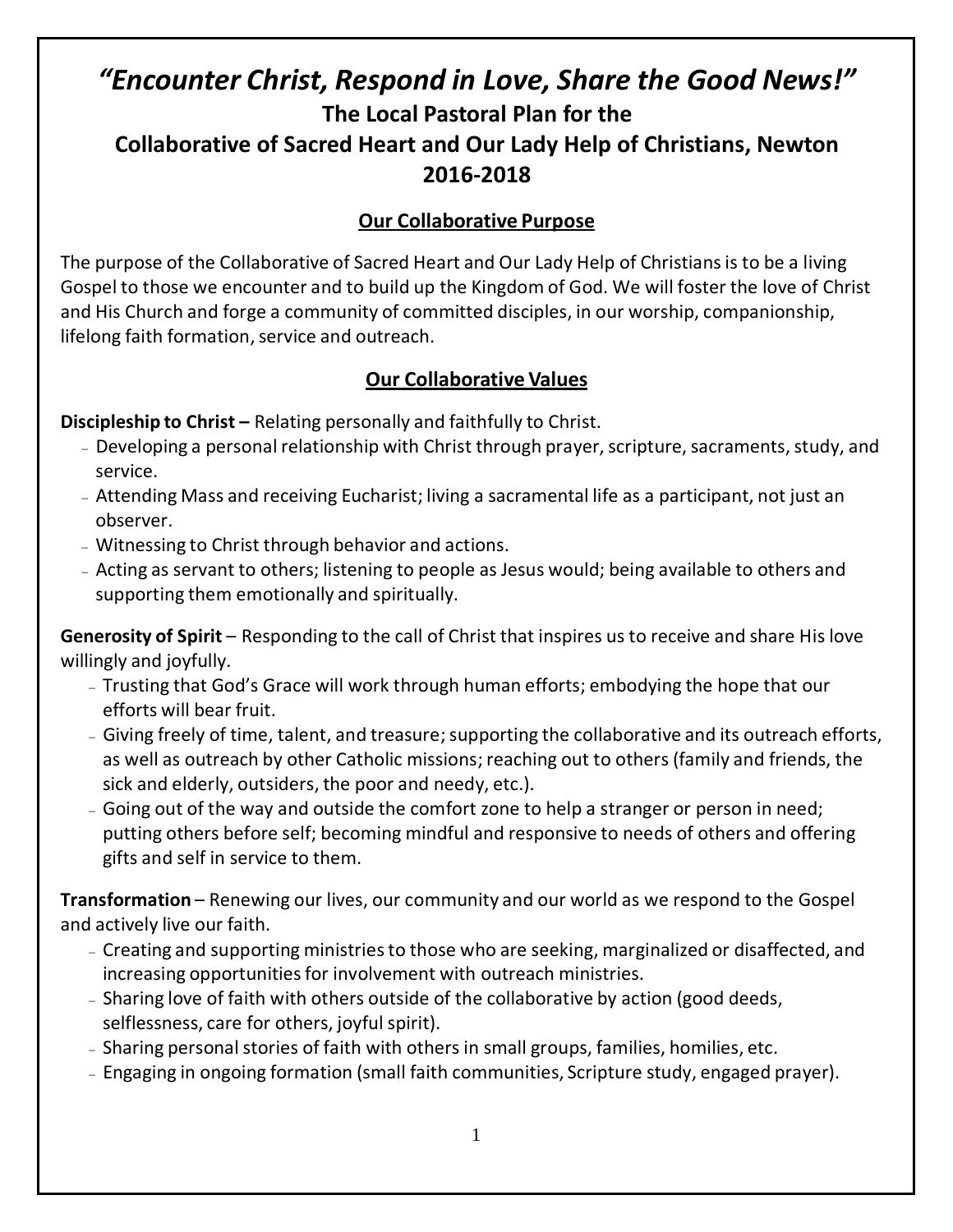# *"Encounter Christ, Respond in Love, Share the Good News!"*

## The Local Pastoral Plan for the
## Collaborative of Sacred Heart and Our Lady Help of Christians, Newton
## 2016-2018

### Our Collaborative Purpose

The purpose of the Collaborative of Sacred Heart and Our Lady Help of Christians is to be a living Gospel to those we encounter and to build up the Kingdom of God. We will foster the love of Christ and His Church and forge a community of committed disciples, in our worship, companionship, lifelong faith formation, service and outreach.

### Our Collaborative Values

**Discipleship to Christ –** Relating personally and faithfully to Christ.

- Developing a personal relationship with Christ through prayer, scripture, sacraments, study, and service.
- Attending Mass and receiving Eucharist; living a sacramental life as a participant, not just an observer.
- Witnessing to Christ through behavior and actions.
- Acting as servant to others; listening to people as Jesus would; being available to others and supporting them emotionally and spiritually.

**Generosity of Spirit** – Responding to the call of Christ that inspires us to receive and share His love willingly and joyfully.

- Trusting that God's Grace will work through human efforts; embodying the hope that our efforts will bear fruit.
- Giving freely of time, talent, and treasure; supporting the collaborative and its outreach efforts, as well as outreach by other Catholic missions; reaching out to others (family and friends, the sick and elderly, outsiders, the poor and needy, etc.).
- Going out of the way and outside the comfort zone to help a stranger or person in need; putting others before self; becoming mindful and responsive to needs of others and offering gifts and self in service to them.

**Transformation** – Renewing our lives, our community and our world as we respond to the Gospel and actively live our faith.

- Creating and supporting ministries to those who are seeking, marginalized or disaffected, and increasing opportunities for involvement with outreach ministries.
- Sharing love of faith with others outside of the collaborative by action (good deeds, selflessness, care for others, joyful spirit).
- Sharing personal stories of faith with others in small groups, families, homilies, etc.
- Engaging in ongoing formation (small faith communities, Scripture study, engaged prayer).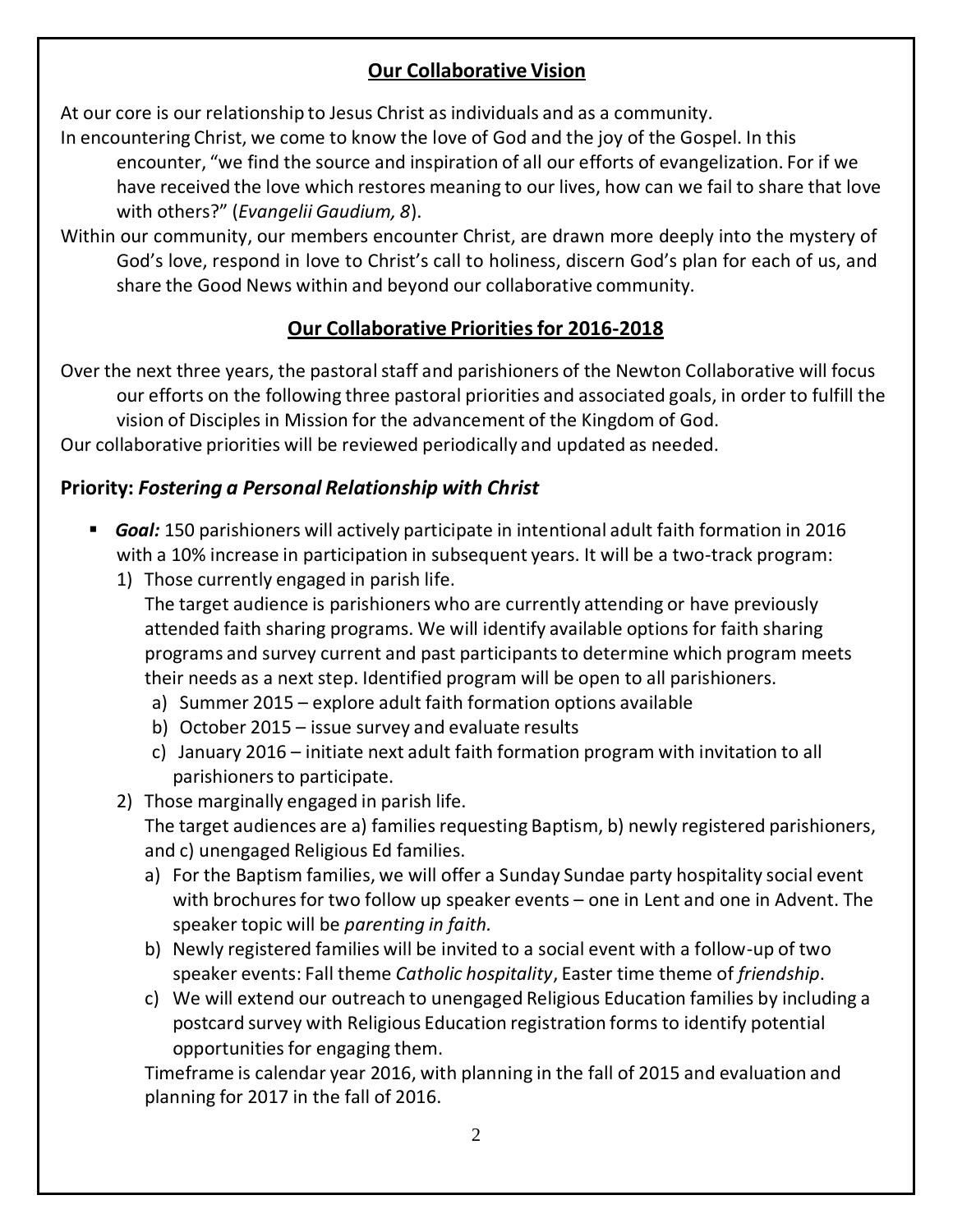## Our Collaborative Vision

At our core is our relationship to Jesus Christ as individuals and as a community.

In encountering Christ, we come to know the love of God and the joy of the Gospel. In this encounter, "we find the source and inspiration of all our efforts of evangelization. For if we have received the love which restores meaning to our lives, how can we fail to share that love with others?" (*Evangelii Gaudium, 8*).

Within our community, our members encounter Christ, are drawn more deeply into the mystery of God's love, respond in love to Christ's call to holiness, discern God's plan for each of us, and share the Good News within and beyond our collaborative community.

## Our Collaborative Priorities for 2016-2018

Over the next three years, the pastoral staff and parishioners of the Newton Collaborative will focus our efforts on the following three pastoral priorities and associated goals, in order to fulfill the vision of Disciples in Mission for the advancement of the Kingdom of God.

Our collaborative priorities will be reviewed periodically and updated as needed.

### Priority: *Fostering a Personal Relationship with Christ*

- ***Goal:*** 150 parishioners will actively participate in intentional adult faith formation in 2016 with a 10% increase in participation in subsequent years. It will be a two-track program:
  1) Those currently engaged in parish life.
     The target audience is parishioners who are currently attending or have previously attended faith sharing programs. We will identify available options for faith sharing programs and survey current and past participants to determine which program meets their needs as a next step. Identified program will be open to all parishioners.
     a) Summer 2015 – explore adult faith formation options available
     b) October 2015 – issue survey and evaluate results
     c) January 2016 – initiate next adult faith formation program with invitation to all parishioners to participate.
  2) Those marginally engaged in parish life.
     The target audiences are a) families requesting Baptism, b) newly registered parishioners, and c) unengaged Religious Ed families.
     a) For the Baptism families, we will offer a Sunday Sundae party hospitality social event with brochures for two follow up speaker events – one in Lent and one in Advent. The speaker topic will be *parenting in faith.*
     b) Newly registered families will be invited to a social event with a follow-up of two speaker events: Fall theme *Catholic hospitality*, Easter time theme of *friendship*.
     c) We will extend our outreach to unengaged Religious Education families by including a postcard survey with Religious Education registration forms to identify potential opportunities for engaging them.

     Timeframe is calendar year 2016, with planning in the fall of 2015 and evaluation and planning for 2017 in the fall of 2016.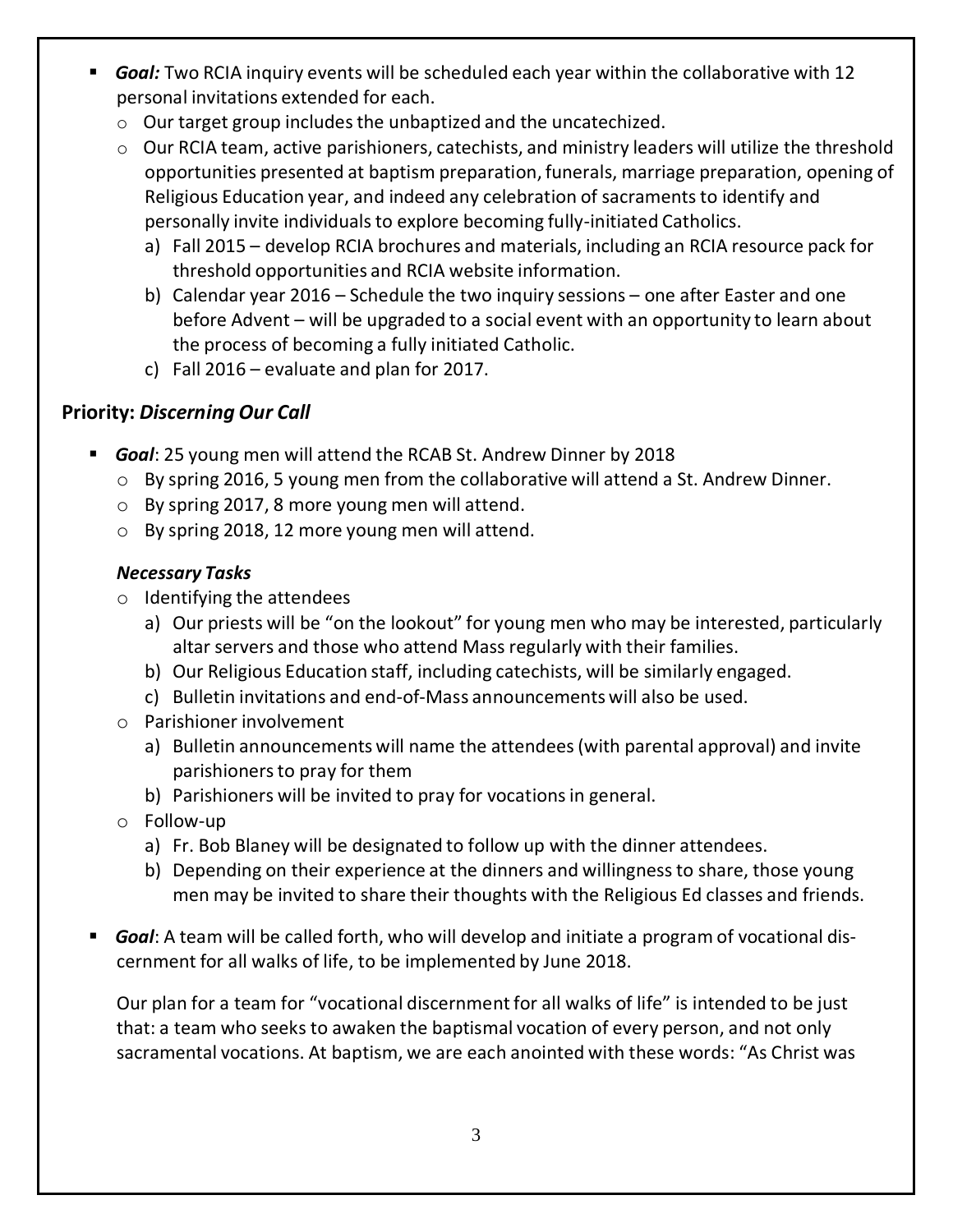- ***Goal:*** Two RCIA inquiry events will be scheduled each year within the collaborative with 12 personal invitations extended for each.
  - Our target group includes the unbaptized and the uncatechized.
  - Our RCIA team, active parishioners, catechists, and ministry leaders will utilize the threshold opportunities presented at baptism preparation, funerals, marriage preparation, opening of Religious Education year, and indeed any celebration of sacraments to identify and personally invite individuals to explore becoming fully-initiated Catholics.
    a) Fall 2015 – develop RCIA brochures and materials, including an RCIA resource pack for threshold opportunities and RCIA website information.
    b) Calendar year 2016 – Schedule the two inquiry sessions – one after Easter and one before Advent – will be upgraded to a social event with an opportunity to learn about the process of becoming a fully initiated Catholic.
    c) Fall 2016 – evaluate and plan for 2017.

## Priority: *Discerning Our Call*

- ***Goal***: 25 young men will attend the RCAB St. Andrew Dinner by 2018
  - By spring 2016, 5 young men from the collaborative will attend a St. Andrew Dinner.
  - By spring 2017, 8 more young men will attend.
  - By spring 2018, 12 more young men will attend.

  ***Necessary Tasks***
  - Identifying the attendees
    a) Our priests will be "on the lookout" for young men who may be interested, particularly altar servers and those who attend Mass regularly with their families.
    b) Our Religious Education staff, including catechists, will be similarly engaged.
    c) Bulletin invitations and end-of-Mass announcements will also be used.
  - Parishioner involvement
    a) Bulletin announcements will name the attendees (with parental approval) and invite parishioners to pray for them
    b) Parishioners will be invited to pray for vocations in general.
  - Follow-up
    a) Fr. Bob Blaney will be designated to follow up with the dinner attendees.
    b) Depending on their experience at the dinners and willingness to share, those young men may be invited to share their thoughts with the Religious Ed classes and friends.

- ***Goal***: A team will be called forth, who will develop and initiate a program of vocational discernment for all walks of life, to be implemented by June 2018.

  Our plan for a team for "vocational discernment for all walks of life" is intended to be just that: a team who seeks to awaken the baptismal vocation of every person, and not only sacramental vocations. At baptism, we are each anointed with these words: "As Christ was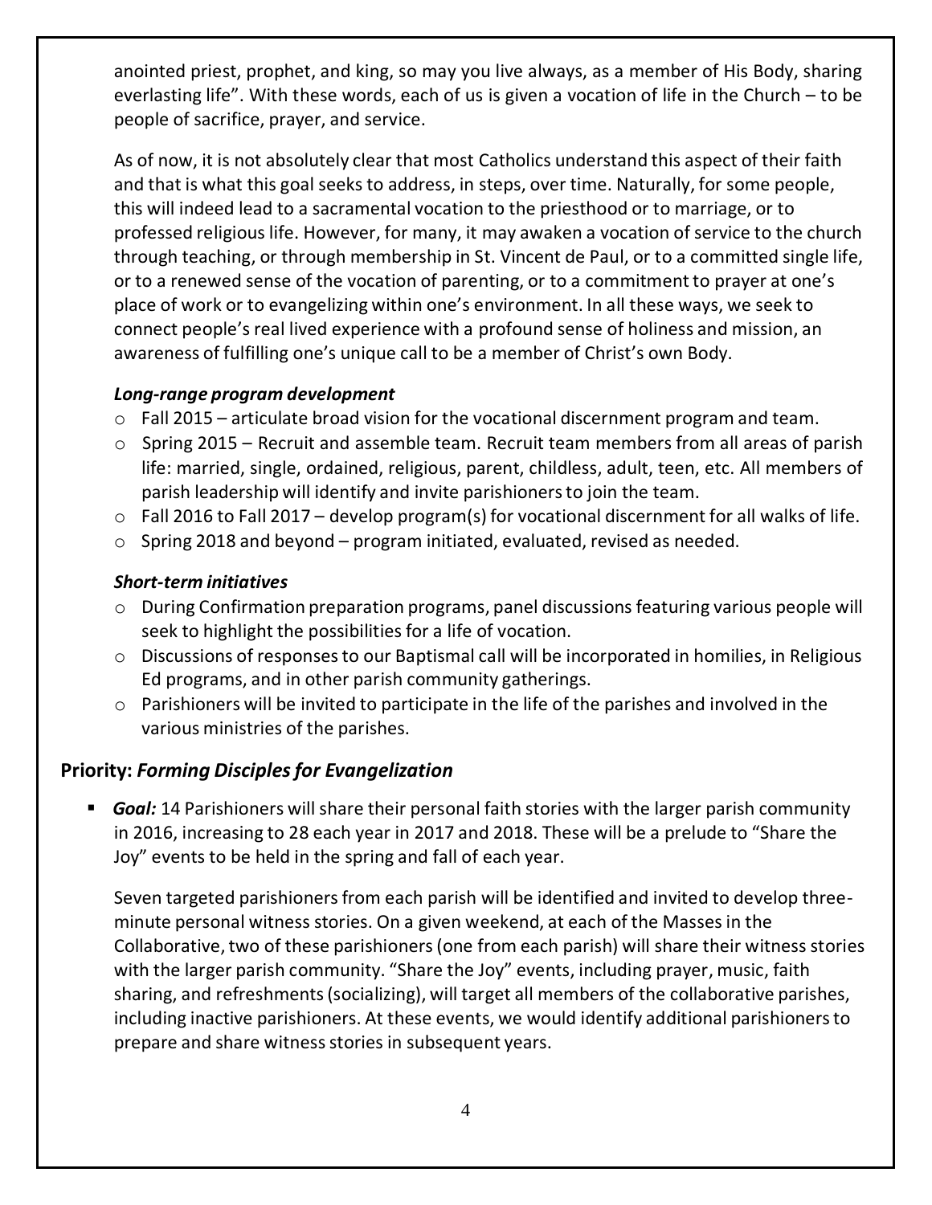anointed priest, prophet, and king, so may you live always, as a member of His Body, sharing everlasting life". With these words, each of us is given a vocation of life in the Church – to be people of sacrifice, prayer, and service.

As of now, it is not absolutely clear that most Catholics understand this aspect of their faith and that is what this goal seeks to address, in steps, over time. Naturally, for some people, this will indeed lead to a sacramental vocation to the priesthood or to marriage, or to professed religious life. However, for many, it may awaken a vocation of service to the church through teaching, or through membership in St. Vincent de Paul, or to a committed single life, or to a renewed sense of the vocation of parenting, or to a commitment to prayer at one's place of work or to evangelizing within one's environment. In all these ways, we seek to connect people's real lived experience with a profound sense of holiness and mission, an awareness of fulfilling one's unique call to be a member of Christ's own Body.

***Long-range program development***

- Fall 2015 – articulate broad vision for the vocational discernment program and team.
- Spring 2015 – Recruit and assemble team. Recruit team members from all areas of parish life: married, single, ordained, religious, parent, childless, adult, teen, etc. All members of parish leadership will identify and invite parishioners to join the team.
- Fall 2016 to Fall 2017 – develop program(s) for vocational discernment for all walks of life.
- Spring 2018 and beyond – program initiated, evaluated, revised as needed.

***Short-term initiatives***

- During Confirmation preparation programs, panel discussions featuring various people will seek to highlight the possibilities for a life of vocation.
- Discussions of responses to our Baptismal call will be incorporated in homilies, in Religious Ed programs, and in other parish community gatherings.
- Parishioners will be invited to participate in the life of the parishes and involved in the various ministries of the parishes.

## Priority: *Forming Disciples for Evangelization*

- ***Goal:*** 14 Parishioners will share their personal faith stories with the larger parish community in 2016, increasing to 28 each year in 2017 and 2018. These will be a prelude to "Share the Joy" events to be held in the spring and fall of each year.

  Seven targeted parishioners from each parish will be identified and invited to develop three-minute personal witness stories. On a given weekend, at each of the Masses in the Collaborative, two of these parishioners (one from each parish) will share their witness stories with the larger parish community. "Share the Joy" events, including prayer, music, faith sharing, and refreshments (socializing), will target all members of the collaborative parishes, including inactive parishioners. At these events, we would identify additional parishioners to prepare and share witness stories in subsequent years.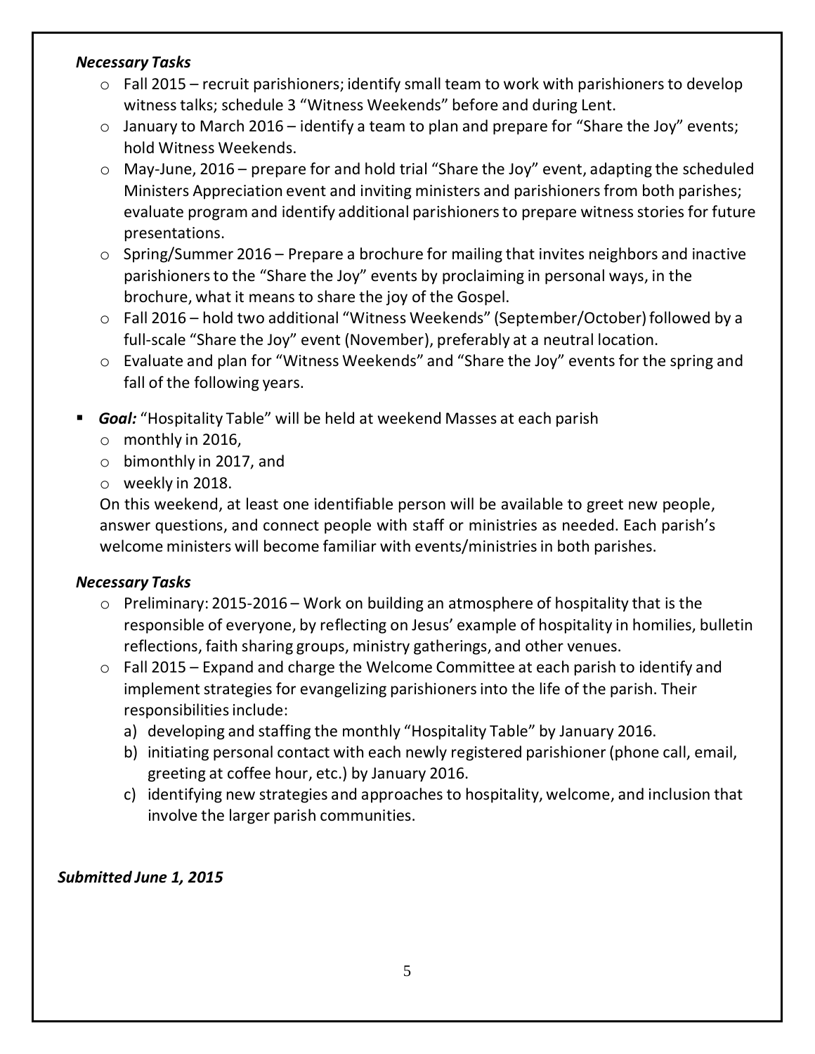***Necessary Tasks***

- Fall 2015 – recruit parishioners; identify small team to work with parishioners to develop witness talks; schedule 3 "Witness Weekends" before and during Lent.
- January to March 2016 – identify a team to plan and prepare for "Share the Joy" events; hold Witness Weekends.
- May-June, 2016 – prepare for and hold trial "Share the Joy" event, adapting the scheduled Ministers Appreciation event and inviting ministers and parishioners from both parishes; evaluate program and identify additional parishioners to prepare witness stories for future presentations.
- Spring/Summer 2016 – Prepare a brochure for mailing that invites neighbors and inactive parishioners to the "Share the Joy" events by proclaiming in personal ways, in the brochure, what it means to share the joy of the Gospel.
- Fall 2016 – hold two additional "Witness Weekends" (September/October) followed by a full-scale "Share the Joy" event (November), preferably at a neutral location.
- Evaluate and plan for "Witness Weekends" and "Share the Joy" events for the spring and fall of the following years.

- ***Goal:*** "Hospitality Table" will be held at weekend Masses at each parish
  - monthly in 2016,
  - bimonthly in 2017, and
  - weekly in 2018.

  On this weekend, at least one identifiable person will be available to greet new people, answer questions, and connect people with staff or ministries as needed. Each parish's welcome ministers will become familiar with events/ministries in both parishes.

***Necessary Tasks***

- Preliminary: 2015-2016 – Work on building an atmosphere of hospitality that is the responsible of everyone, by reflecting on Jesus' example of hospitality in homilies, bulletin reflections, faith sharing groups, ministry gatherings, and other venues.
- Fall 2015 – Expand and charge the Welcome Committee at each parish to identify and implement strategies for evangelizing parishioners into the life of the parish. Their responsibilities include:
  a) developing and staffing the monthly "Hospitality Table" by January 2016.
  b) initiating personal contact with each newly registered parishioner (phone call, email, greeting at coffee hour, etc.) by January 2016.
  c) identifying new strategies and approaches to hospitality, welcome, and inclusion that involve the larger parish communities.

***Submitted June 1, 2015***